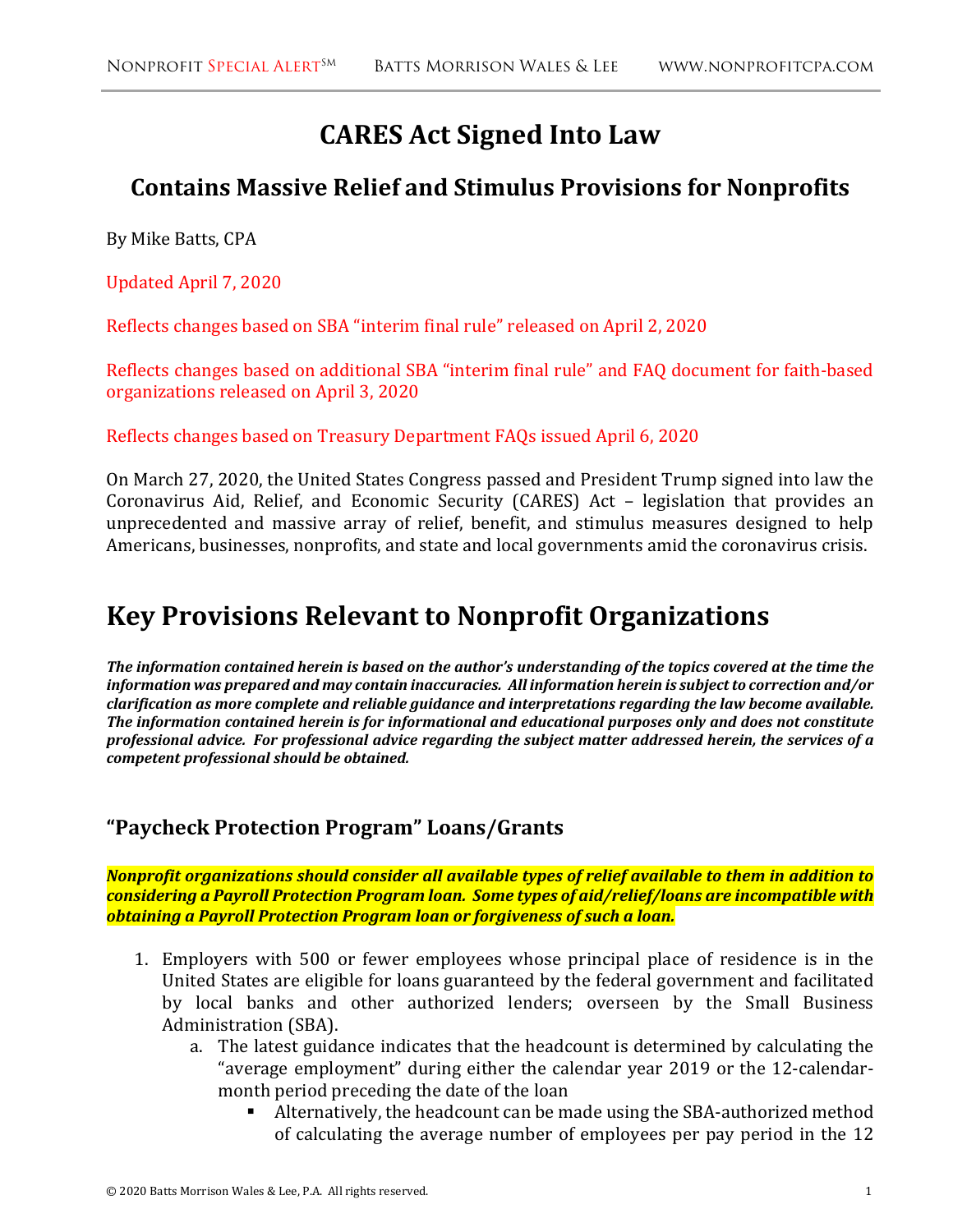# CARES Act Signed Into Law

## Contains Massive Relief and Stimulus Provisions for Nonprofits

By Mike Batts, CPA

Updated April 7, 2020

Reflects changes based on SBA "interim final rule" released on April 2, 2020

Reflects changes based on additional SBA "interim final rule" and FAQ document for faith-based organizations released on April 3, 2020

Reflects changes based on Treasury Department FAQs issued April 6, 2020

On March 27, 2020, the United States Congress passed and President Trump signed into law the Coronavirus Aid, Relief, and Economic Security (CARES) Act – legislation that provides an unprecedented and massive array of relief, benefit, and stimulus measures designed to help Americans, businesses, nonprofits, and state and local governments amid the coronavirus crisis.

# Key Provisions Relevant to Nonprofit Organizations

***The information contained herein is based on the author's understanding of the topics covered at the time the information was prepared and may contain inaccuracies. All information herein is subject to correction and/or clarification as more complete and reliable guidance and interpretations regarding the law become available. The information contained herein is for informational and educational purposes only and does not constitute professional advice. For professional advice regarding the subject matter addressed herein, the services of a competent professional should be obtained.***

### "Paycheck Protection Program" Loans/Grants

***Nonprofit organizations should consider all available types of relief available to them in addition to considering a Payroll Protection Program loan. Some types of aid/relief/loans are incompatible with obtaining a Payroll Protection Program loan or forgiveness of such a loan.***

1. Employers with 500 or fewer employees whose principal place of residence is in the United States are eligible for loans guaranteed by the federal government and facilitated by local banks and other authorized lenders; overseen by the Small Business Administration (SBA).
    a. The latest guidance indicates that the headcount is determined by calculating the "average employment" during either the calendar year 2019 or the 12-calendar-month period preceding the date of the loan
        - Alternatively, the headcount can be made using the SBA-authorized method of calculating the average number of employees per pay period in the 12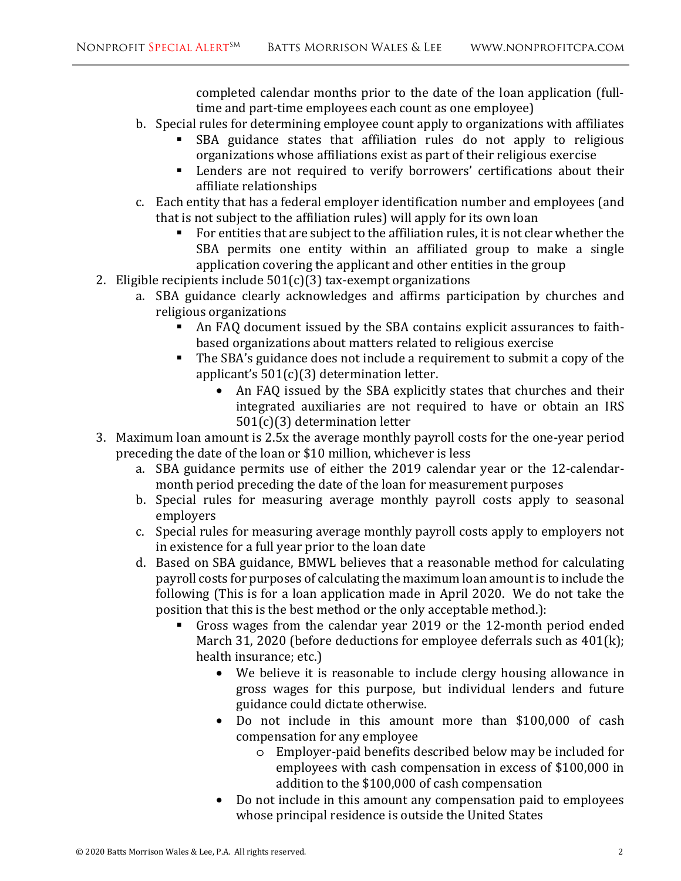completed calendar months prior to the date of the loan application (full-time and part-time employees each count as one employee)

   b. Special rules for determining employee count apply to organizations with affiliates
      - SBA guidance states that affiliation rules do not apply to religious organizations whose affiliations exist as part of their religious exercise
      - Lenders are not required to verify borrowers' certifications about their affiliate relationships
   c. Each entity that has a federal employer identification number and employees (and that is not subject to the affiliation rules) will apply for its own loan
      - For entities that are subject to the affiliation rules, it is not clear whether the SBA permits one entity within an affiliated group to make a single application covering the applicant and other entities in the group

2. Eligible recipients include 501(c)(3) tax-exempt organizations
   a. SBA guidance clearly acknowledges and affirms participation by churches and religious organizations
      - An FAQ document issued by the SBA contains explicit assurances to faith-based organizations about matters related to religious exercise
      - The SBA's guidance does not include a requirement to submit a copy of the applicant's 501(c)(3) determination letter.
        - An FAQ issued by the SBA explicitly states that churches and their integrated auxiliaries are not required to have or obtain an IRS 501(c)(3) determination letter
3. Maximum loan amount is 2.5x the average monthly payroll costs for the one-year period preceding the date of the loan or $10 million, whichever is less
   a. SBA guidance permits use of either the 2019 calendar year or the 12-calendar-month period preceding the date of the loan for measurement purposes
   b. Special rules for measuring average monthly payroll costs apply to seasonal employers
   c. Special rules for measuring average monthly payroll costs apply to employers not in existence for a full year prior to the loan date
   d. Based on SBA guidance, BMWL believes that a reasonable method for calculating payroll costs for purposes of calculating the maximum loan amount is to include the following (This is for a loan application made in April 2020. We do not take the position that this is the best method or the only acceptable method.):
      - Gross wages from the calendar year 2019 or the 12-month period ended March 31, 2020 (before deductions for employee deferrals such as 401(k); health insurance; etc.)
        - We believe it is reasonable to include clergy housing allowance in gross wages for this purpose, but individual lenders and future guidance could dictate otherwise.
        - Do not include in this amount more than $100,000 of cash compensation for any employee
          - Employer-paid benefits described below may be included for employees with cash compensation in excess of $100,000 in addition to the $100,000 of cash compensation
        - Do not include in this amount any compensation paid to employees whose principal residence is outside the United States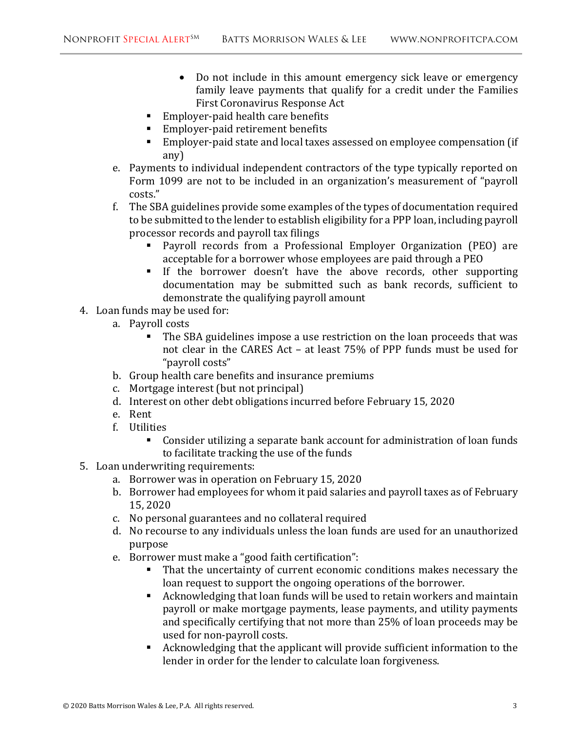- Do not include in this amount emergency sick leave or emergency family leave payments that qualify for a credit under the Families First Coronavirus Response Act
      - Employer-paid health care benefits
      - Employer-paid retirement benefits
      - Employer-paid state and local taxes assessed on employee compensation (if any)
   e. Payments to individual independent contractors of the type typically reported on Form 1099 are not to be included in an organization's measurement of "payroll costs."
   f. The SBA guidelines provide some examples of the types of documentation required to be submitted to the lender to establish eligibility for a PPP loan, including payroll processor records and payroll tax filings
      - Payroll records from a Professional Employer Organization (PEO) are acceptable for a borrower whose employees are paid through a PEO
      - If the borrower doesn't have the above records, other supporting documentation may be submitted such as bank records, sufficient to demonstrate the qualifying payroll amount

4. Loan funds may be used for:
   a. Payroll costs
      - The SBA guidelines impose a use restriction on the loan proceeds that was not clear in the CARES Act – at least 75% of PPP funds must be used for "payroll costs"
   b. Group health care benefits and insurance premiums
   c. Mortgage interest (but not principal)
   d. Interest on other debt obligations incurred before February 15, 2020
   e. Rent
   f. Utilities
      - Consider utilizing a separate bank account for administration of loan funds to facilitate tracking the use of the funds

5. Loan underwriting requirements:
   a. Borrower was in operation on February 15, 2020
   b. Borrower had employees for whom it paid salaries and payroll taxes as of February 15, 2020
   c. No personal guarantees and no collateral required
   d. No recourse to any individuals unless the loan funds are used for an unauthorized purpose
   e. Borrower must make a "good faith certification":
      - That the uncertainty of current economic conditions makes necessary the loan request to support the ongoing operations of the borrower.
      - Acknowledging that loan funds will be used to retain workers and maintain payroll or make mortgage payments, lease payments, and utility payments and specifically certifying that not more than 25% of loan proceeds may be used for non-payroll costs.
      - Acknowledging that the applicant will provide sufficient information to the lender in order for the lender to calculate loan forgiveness.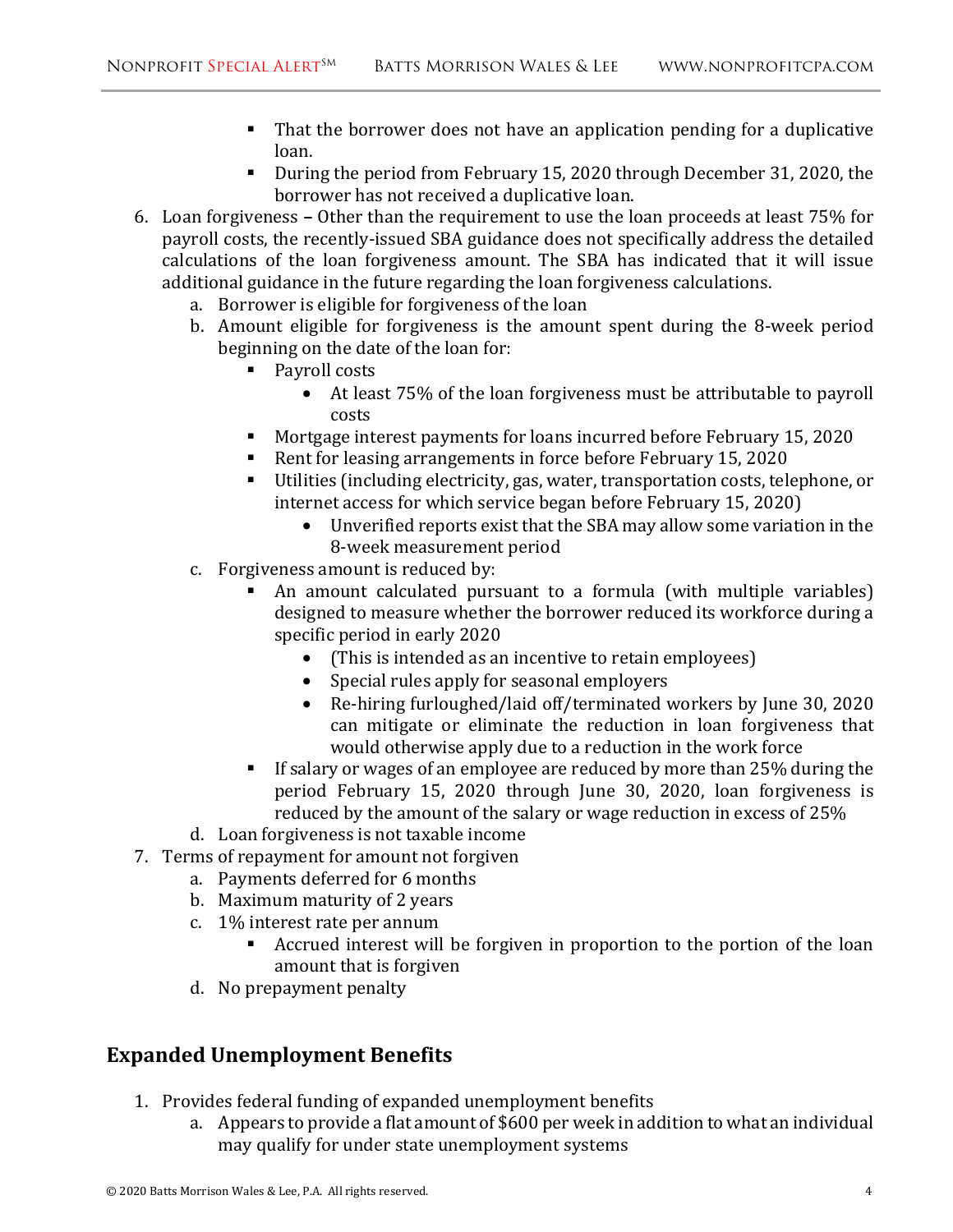- That the borrower does not have an application pending for a duplicative loan.
- During the period from February 15, 2020 through December 31, 2020, the borrower has not received a duplicative loan.

6. Loan forgiveness – Other than the requirement to use the loan proceeds at least 75% for payroll costs, the recently-issued SBA guidance does not specifically address the detailed calculations of the loan forgiveness amount. The SBA has indicated that it will issue additional guidance in the future regarding the loan forgiveness calculations.
   a. Borrower is eligible for forgiveness of the loan
   b. Amount eligible for forgiveness is the amount spent during the 8-week period beginning on the date of the loan for:
      - Payroll costs
        - At least 75% of the loan forgiveness must be attributable to payroll costs
      - Mortgage interest payments for loans incurred before February 15, 2020
      - Rent for leasing arrangements in force before February 15, 2020
      - Utilities (including electricity, gas, water, transportation costs, telephone, or internet access for which service began before February 15, 2020)
        - Unverified reports exist that the SBA may allow some variation in the 8-week measurement period
   c. Forgiveness amount is reduced by:
      - An amount calculated pursuant to a formula (with multiple variables) designed to measure whether the borrower reduced its workforce during a specific period in early 2020
        - (This is intended as an incentive to retain employees)
        - Special rules apply for seasonal employers
        - Re-hiring furloughed/laid off/terminated workers by June 30, 2020 can mitigate or eliminate the reduction in loan forgiveness that would otherwise apply due to a reduction in the work force
      - If salary or wages of an employee are reduced by more than 25% during the period February 15, 2020 through June 30, 2020, loan forgiveness is reduced by the amount of the salary or wage reduction in excess of 25%
   d. Loan forgiveness is not taxable income
7. Terms of repayment for amount not forgiven
   a. Payments deferred for 6 months
   b. Maximum maturity of 2 years
   c. 1% interest rate per annum
      - Accrued interest will be forgiven in proportion to the portion of the loan amount that is forgiven
   d. No prepayment penalty

## Expanded Unemployment Benefits

1. Provides federal funding of expanded unemployment benefits
   a. Appears to provide a flat amount of $600 per week in addition to what an individual may qualify for under state unemployment systems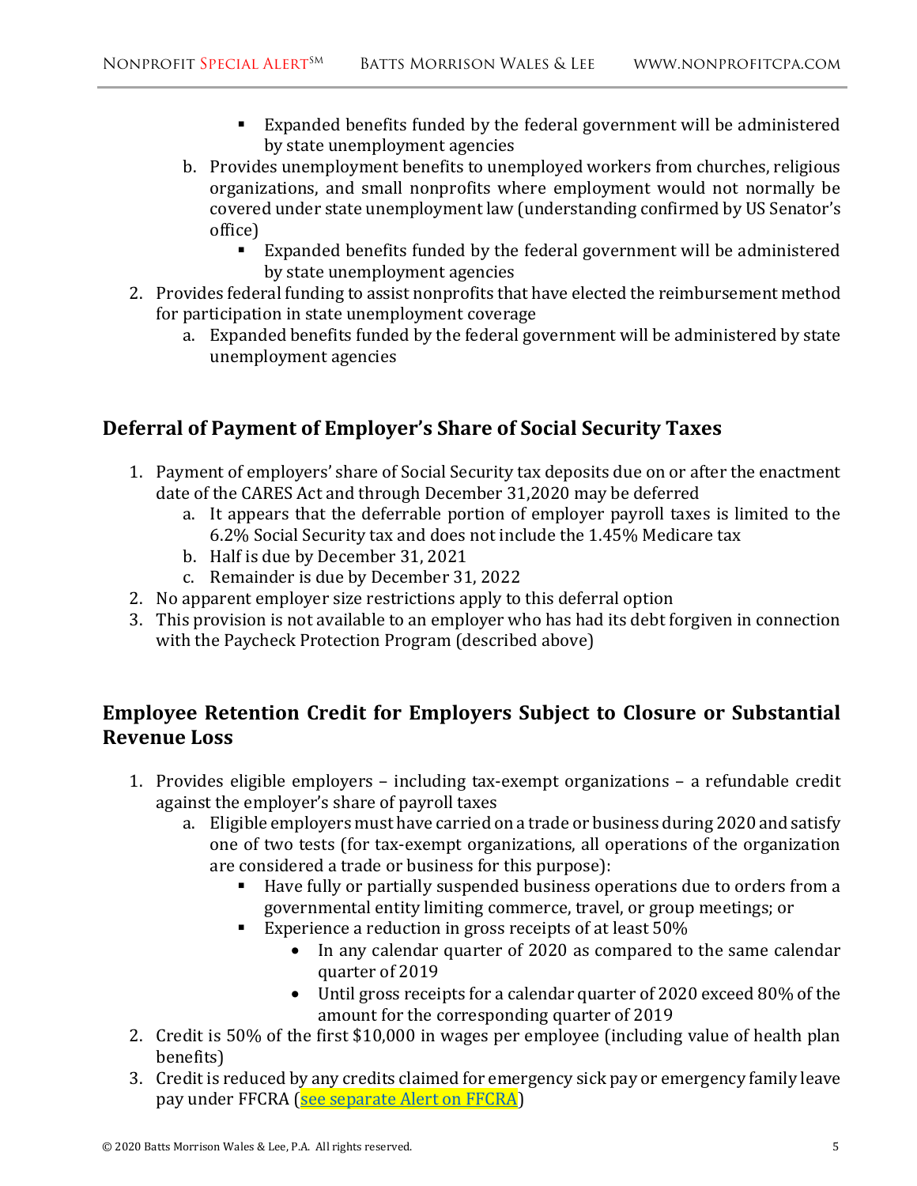- Expanded benefits funded by the federal government will be administered by state unemployment agencies
    b. Provides unemployment benefits to unemployed workers from churches, religious organizations, and small nonprofits where employment would not normally be covered under state unemployment law (understanding confirmed by US Senator's office)
        - Expanded benefits funded by the federal government will be administered by state unemployment agencies
2. Provides federal funding to assist nonprofits that have elected the reimbursement method for participation in state unemployment coverage
    a. Expanded benefits funded by the federal government will be administered by state unemployment agencies

## Deferral of Payment of Employer's Share of Social Security Taxes

1. Payment of employers' share of Social Security tax deposits due on or after the enactment date of the CARES Act and through December 31,2020 may be deferred
    a. It appears that the deferrable portion of employer payroll taxes is limited to the 6.2% Social Security tax and does not include the 1.45% Medicare tax
    b. Half is due by December 31, 2021
    c. Remainder is due by December 31, 2022
2. No apparent employer size restrictions apply to this deferral option
3. This provision is not available to an employer who has had its debt forgiven in connection with the Paycheck Protection Program (described above)

## Employee Retention Credit for Employers Subject to Closure or Substantial Revenue Loss

1. Provides eligible employers – including tax-exempt organizations – a refundable credit against the employer's share of payroll taxes
    a. Eligible employers must have carried on a trade or business during 2020 and satisfy one of two tests (for tax-exempt organizations, all operations of the organization are considered a trade or business for this purpose):
        - Have fully or partially suspended business operations due to orders from a governmental entity limiting commerce, travel, or group meetings; or
        - Experience a reduction in gross receipts of at least 50%
            - In any calendar quarter of 2020 as compared to the same calendar quarter of 2019
            - Until gross receipts for a calendar quarter of 2020 exceed 80% of the amount for the corresponding quarter of 2019
2. Credit is 50% of the first $10,000 in wages per employee (including value of health plan benefits)
3. Credit is reduced by any credits claimed for emergency sick pay or emergency family leave pay under FFCRA (see separate Alert on FFCRA)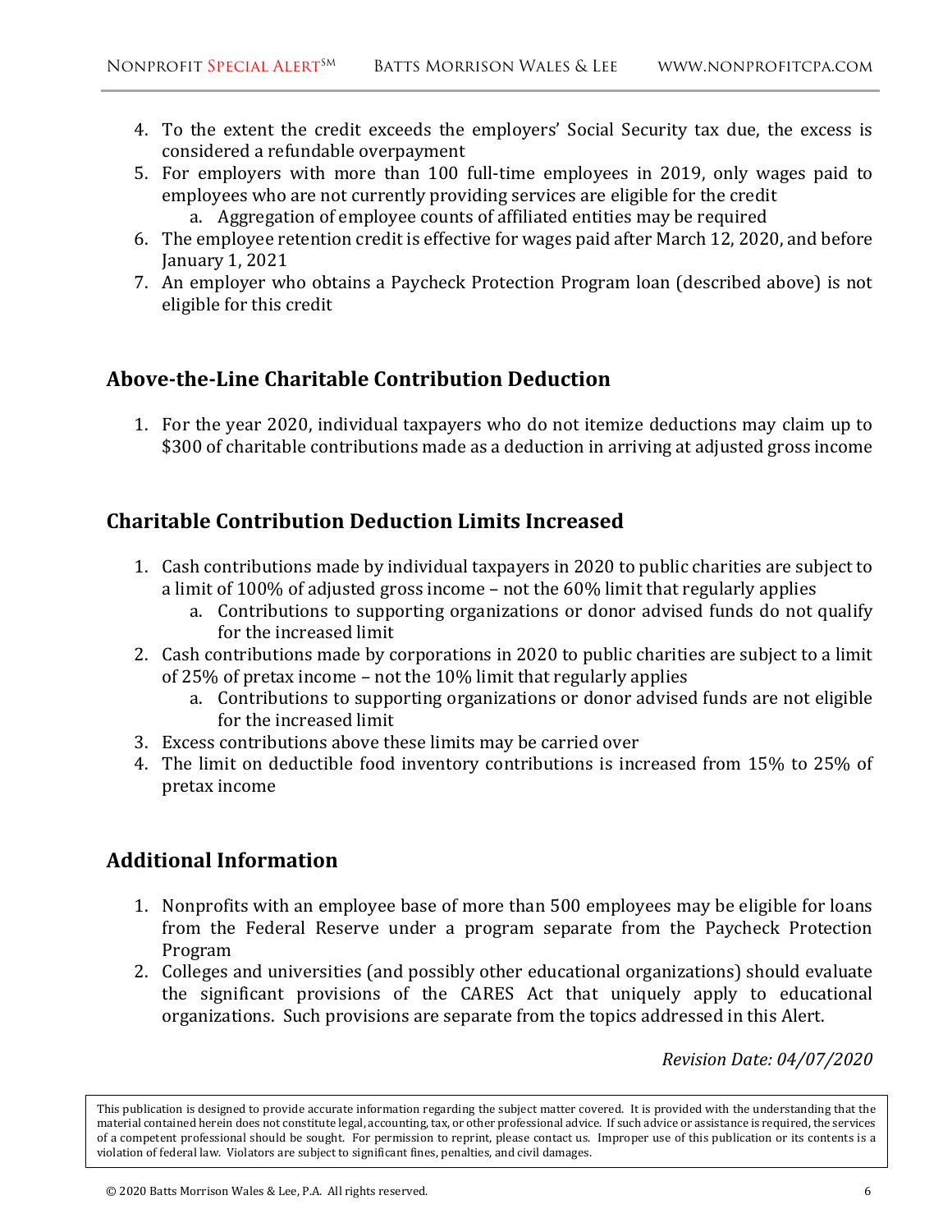4. To the extent the credit exceeds the employers' Social Security tax due, the excess is considered a refundable overpayment
5. For employers with more than 100 full-time employees in 2019, only wages paid to employees who are not currently providing services are eligible for the credit
   a. Aggregation of employee counts of affiliated entities may be required
6. The employee retention credit is effective for wages paid after March 12, 2020, and before January 1, 2021
7. An employer who obtains a Paycheck Protection Program loan (described above) is not eligible for this credit

## Above-the-Line Charitable Contribution Deduction

1. For the year 2020, individual taxpayers who do not itemize deductions may claim up to $300 of charitable contributions made as a deduction in arriving at adjusted gross income

## Charitable Contribution Deduction Limits Increased

1. Cash contributions made by individual taxpayers in 2020 to public charities are subject to a limit of 100% of adjusted gross income – not the 60% limit that regularly applies
   a. Contributions to supporting organizations or donor advised funds do not qualify for the increased limit
2. Cash contributions made by corporations in 2020 to public charities are subject to a limit of 25% of pretax income – not the 10% limit that regularly applies
   a. Contributions to supporting organizations or donor advised funds are not eligible for the increased limit
3. Excess contributions above these limits may be carried over
4. The limit on deductible food inventory contributions is increased from 15% to 25% of pretax income

## Additional Information

1. Nonprofits with an employee base of more than 500 employees may be eligible for loans from the Federal Reserve under a program separate from the Paycheck Protection Program
2. Colleges and universities (and possibly other educational organizations) should evaluate the significant provisions of the CARES Act that uniquely apply to educational organizations. Such provisions are separate from the topics addressed in this Alert.

*Revision Date: 04/07/2020*

This publication is designed to provide accurate information regarding the subject matter covered. It is provided with the understanding that the material contained herein does not constitute legal, accounting, tax, or other professional advice. If such advice or assistance is required, the services of a competent professional should be sought. For permission to reprint, please contact us. Improper use of this publication or its contents is a violation of federal law. Violators are subject to significant fines, penalties, and civil damages.

© 2020 Batts Morrison Wales & Lee, P.A. All rights reserved.